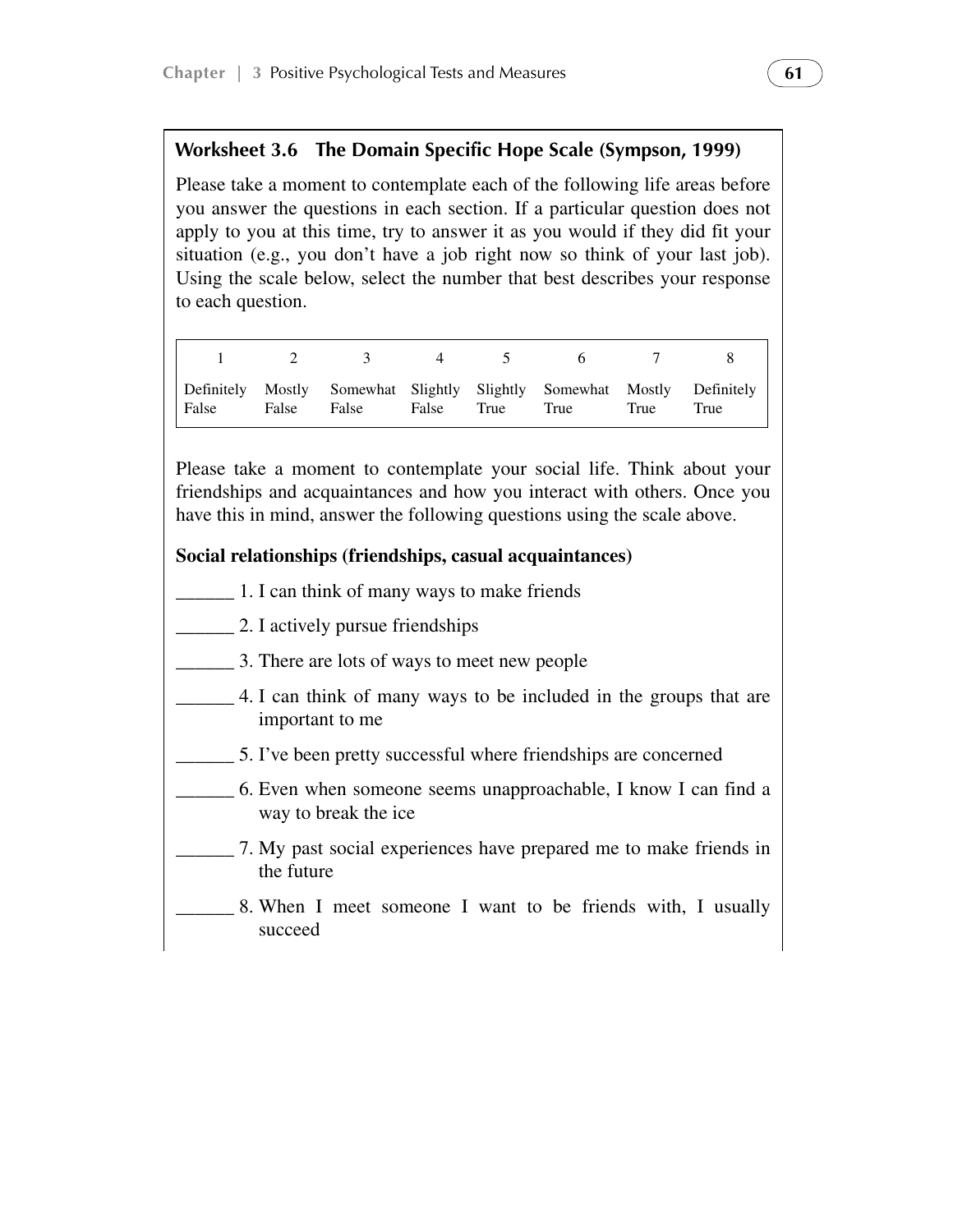## Worksheet 3.6 The Domain Specific Hope Scale (Sympson, 1999)

Please take a moment to contemplate each of the following life areas before you answer the questions in each section. If a particular question does not apply to you at this time, try to answer it as you would if they did fit your situation (e.g., you don't have a job right now so think of your last job). Using the scale below, select the number that best describes your response to each question.

| 1 | 2 | 3 | 4 | 5 | 6 | 7 | 8 |
|---|---|---|---|---|---|---|---|
| Definitely False | Mostly False | Somewhat False | Slightly False | Slightly True | Somewhat True | Mostly True | Definitely True |

Please take a moment to contemplate your social life. Think about your friendships and acquaintances and how you interact with others. Once you have this in mind, answer the following questions using the scale above.

**Social relationships (friendships, casual acquaintances)**

______ 1. I can think of many ways to make friends

______ 2. I actively pursue friendships

______ 3. There are lots of ways to meet new people

______ 4. I can think of many ways to be included in the groups that are important to me

______ 5. I've been pretty successful where friendships are concerned

______ 6. Even when someone seems unapproachable, I know I can find a way to break the ice

______ 7. My past social experiences have prepared me to make friends in the future

______ 8. When I meet someone I want to be friends with, I usually succeed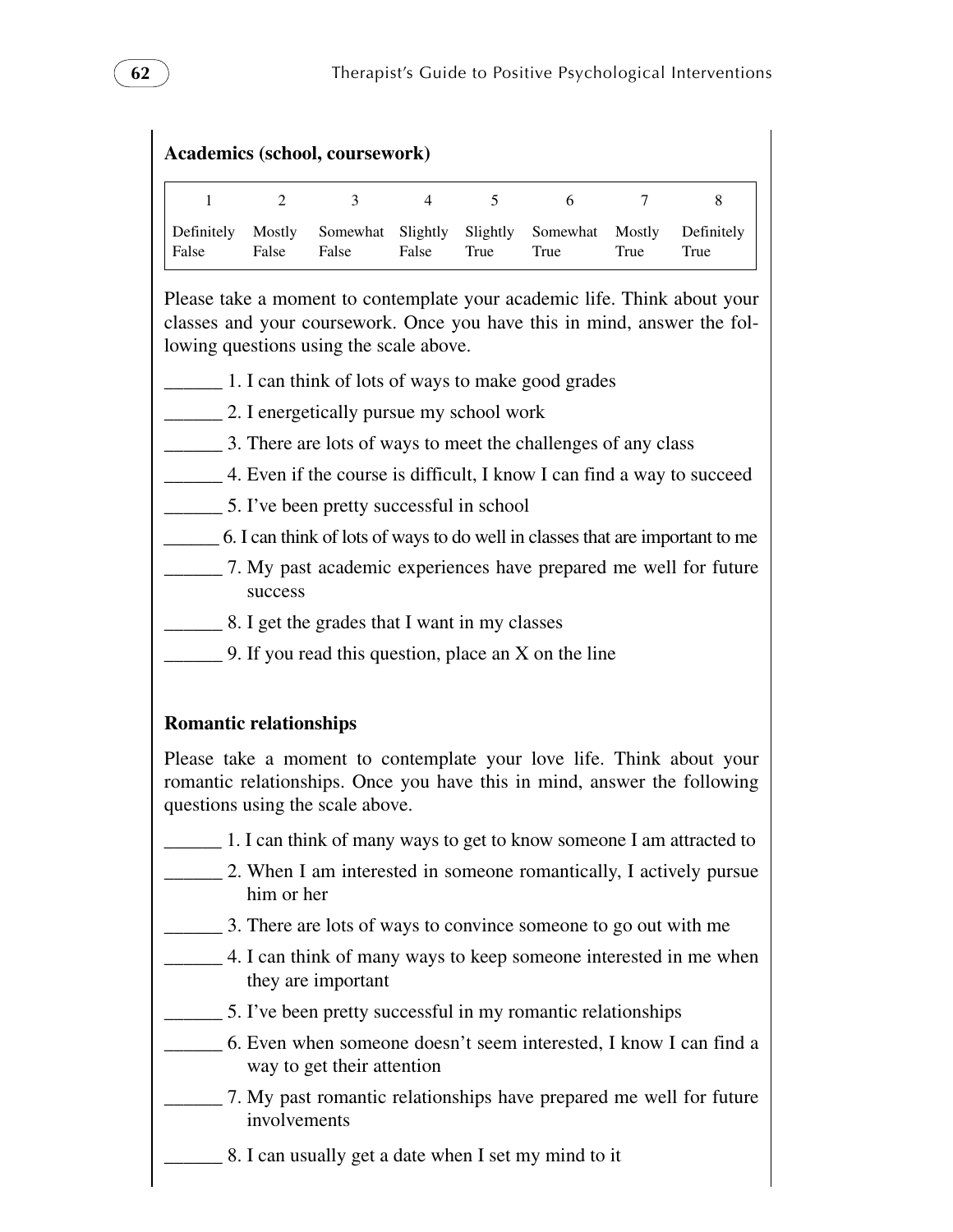**Academics (school, coursework)**

| 1 | 2 | 3 | 4 | 5 | 6 | 7 | 8 |
|---|---|---|---|---|---|---|---|
| Definitely False | Mostly False | Somewhat False | Slightly False | Slightly True | Somewhat True | Mostly True | Definitely True |

Please take a moment to contemplate your academic life. Think about your classes and your coursework. Once you have this in mind, answer the following questions using the scale above.

______ 1. I can think of lots of ways to make good grades

______ 2. I energetically pursue my school work

______ 3. There are lots of ways to meet the challenges of any class

______ 4. Even if the course is difficult, I know I can find a way to succeed

______ 5. I've been pretty successful in school

______ 6. I can think of lots of ways to do well in classes that are important to me

______ 7. My past academic experiences have prepared me well for future success

______ 8. I get the grades that I want in my classes

______ 9. If you read this question, place an X on the line

**Romantic relationships**

Please take a moment to contemplate your love life. Think about your romantic relationships. Once you have this in mind, answer the following questions using the scale above.

______ 1. I can think of many ways to get to know someone I am attracted to

______ 2. When I am interested in someone romantically, I actively pursue him or her

______ 3. There are lots of ways to convince someone to go out with me

______ 4. I can think of many ways to keep someone interested in me when they are important

______ 5. I've been pretty successful in my romantic relationships

______ 6. Even when someone doesn't seem interested, I know I can find a way to get their attention

______ 7. My past romantic relationships have prepared me well for future involvements

______ 8. I can usually get a date when I set my mind to it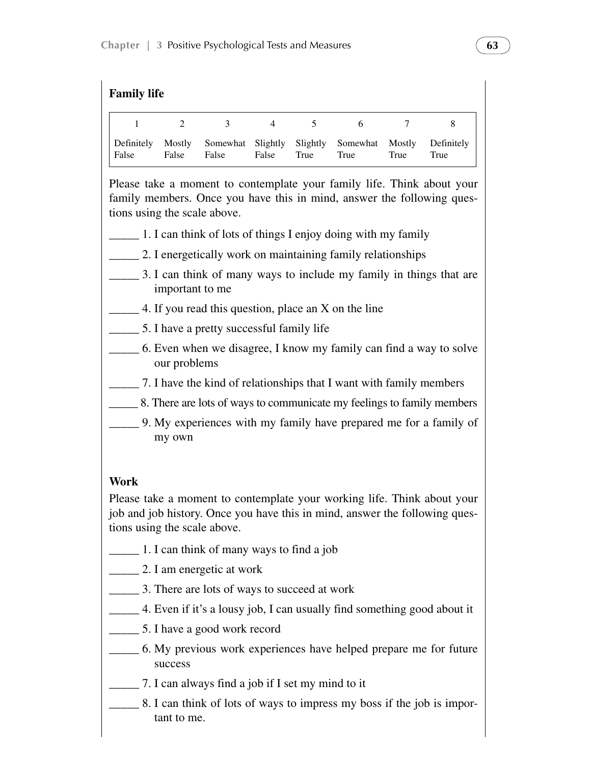**Family life**

| 1 | 2 | 3 | 4 | 5 | 6 | 7 | 8 |
|---|---|---|---|---|---|---|---|
| Definitely False | Mostly False | Somewhat False | Slightly False | Slightly True | Somewhat True | Mostly True | Definitely True |

Please take a moment to contemplate your family life. Think about your family members. Once you have this in mind, answer the following questions using the scale above.

_____ 1. I can think of lots of things I enjoy doing with my family

_____ 2. I energetically work on maintaining family relationships

_____ 3. I can think of many ways to include my family in things that are important to me

_____ 4. If you read this question, place an X on the line

_____ 5. I have a pretty successful family life

_____ 6. Even when we disagree, I know my family can find a way to solve our problems

_____ 7. I have the kind of relationships that I want with family members

_____ 8. There are lots of ways to communicate my feelings to family members

_____ 9. My experiences with my family have prepared me for a family of my own

**Work**

Please take a moment to contemplate your working life. Think about your job and job history. Once you have this in mind, answer the following questions using the scale above.

_____ 1. I can think of many ways to find a job

_____ 2. I am energetic at work

_____ 3. There are lots of ways to succeed at work

_____ 4. Even if it's a lousy job, I can usually find something good about it

_____ 5. I have a good work record

_____ 6. My previous work experiences have helped prepare me for future success

_____ 7. I can always find a job if I set my mind to it

_____ 8. I can think of lots of ways to impress my boss if the job is important to me.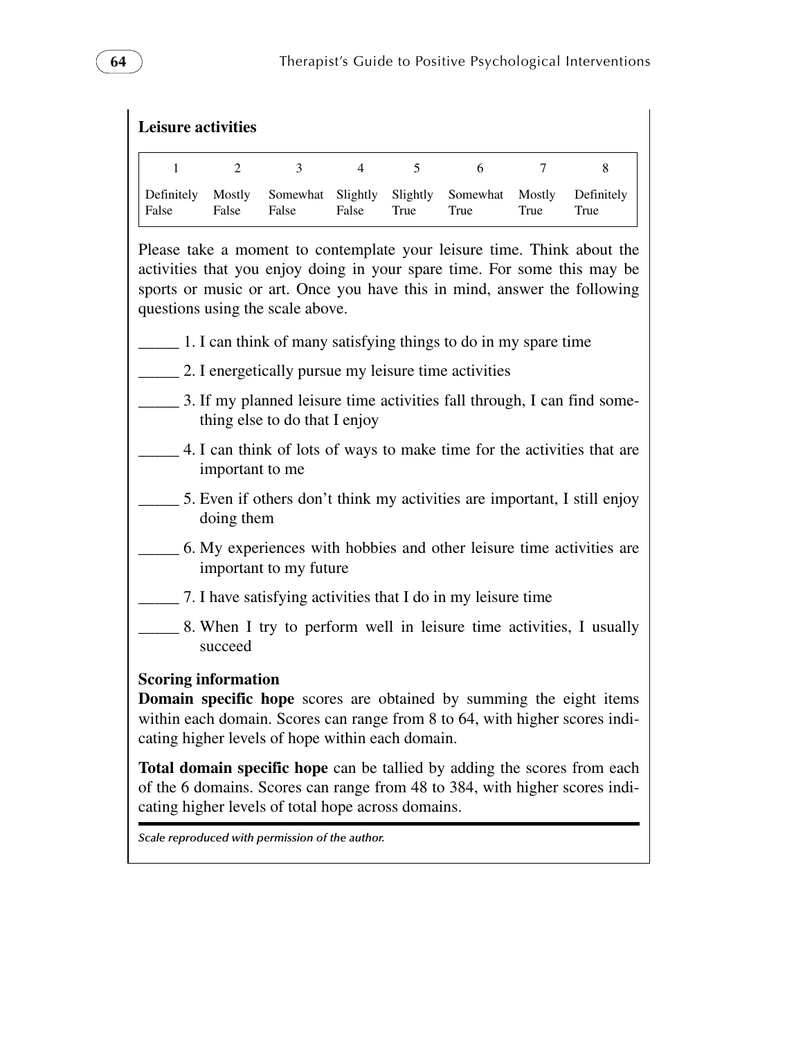### Leisure activities

| 1 | 2 | 3 | 4 | 5 | 6 | 7 | 8 |
|---|---|---|---|---|---|---|---|
| Definitely False | Mostly False | Somewhat False | Slightly False | Slightly True | Somewhat True | Mostly True | Definitely True |

Please take a moment to contemplate your leisure time. Think about the activities that you enjoy doing in your spare time. For some this may be sports or music or art. Once you have this in mind, answer the following questions using the scale above.

_____ 1. I can think of many satisfying things to do in my spare time

_____ 2. I energetically pursue my leisure time activities

_____ 3. If my planned leisure time activities fall through, I can find something else to do that I enjoy

_____ 4. I can think of lots of ways to make time for the activities that are important to me

_____ 5. Even if others don't think my activities are important, I still enjoy doing them

_____ 6. My experiences with hobbies and other leisure time activities are important to my future

_____ 7. I have satisfying activities that I do in my leisure time

_____ 8. When I try to perform well in leisure time activities, I usually succeed

**Scoring information**

**Domain specific hope** scores are obtained by summing the eight items within each domain. Scores can range from 8 to 64, with higher scores indicating higher levels of hope within each domain.

**Total domain specific hope** can be tallied by adding the scores from each of the 6 domains. Scores can range from 48 to 384, with higher scores indicating higher levels of total hope across domains.

*Scale reproduced with permission of the author.*